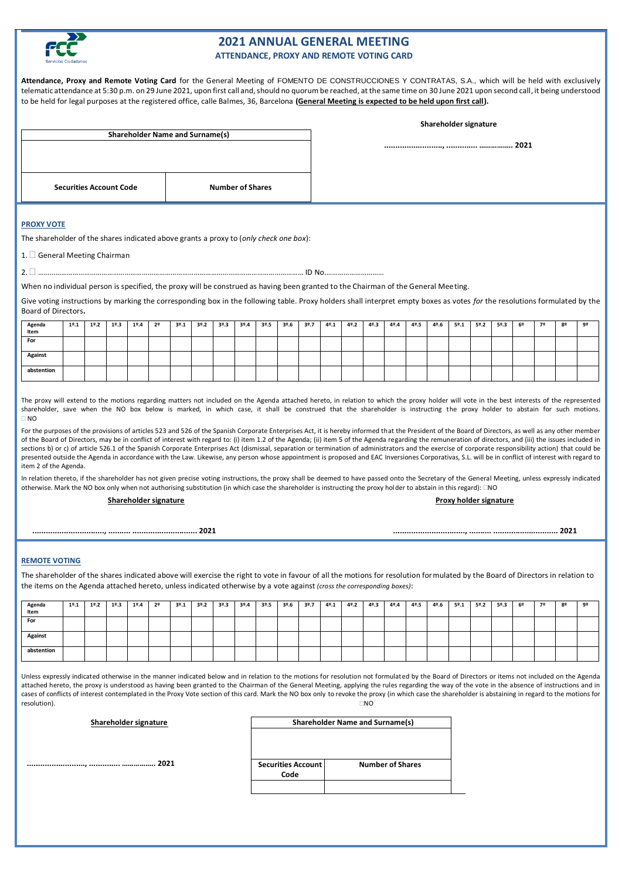# 2021 ANNUAL GENERAL MEETING

## ATTENDANCE, PROXY AND REMOTE VOTING CARD

**Attendance, Proxy and Remote Voting Card** for the General Meeting of FOMENTO DE CONSTRUCCIONES Y CONTRATAS, S.A., which will be held with exclusively telematic attendance at 5:30 p.m. on 29 June 2021, upon first call and, should no quorum be reached, at the same time on 30 June 2021 upon second call, it being understood to be held for legal purposes at the registered office, calle Balmes, 36, Barcelona **(General Meeting is expected to be held upon first call).**

| Shareholder Name and Surname(s) | |
|---|---|
| | |
| **Securities Account Code** | **Number of Shares** |

**Shareholder signature**

**………………………, …………… …………….. 2021**

## PROXY VOTE

The shareholder of the shares indicated above grants a proxy to (*only check one box*):

1. ☐ General Meeting Chairman

2. ☐ ……………………………………………………………………………………………………………… ID No…………………………

When no individual person is specified, the proxy will be construed as having been granted to the Chairman of the General Meeting.

Give voting instructions by marking the corresponding box in the following table. Proxy holders shall interpret empty boxes as votes *for* the resolutions formulated by the Board of Directors**.**

| Agenda Item | 1º.1 | 1º.2 | 1º.3 | 1º.4 | 2º | 3º.1 | 3º.2 | 3º.3 | 3º.4 | 3º.5 | 3º.6 | 3º.7 | 4º.1 | 4º.2 | 4º.3 | 4º.4 | 4º.5 | 4º.6 | 5º.1 | 5º.2 | 5º.3 | 6º | 7º | 8º | 9º |
|---|---|---|---|---|---|---|---|---|---|---|---|---|---|---|---|---|---|---|---|---|---|---|---|---|---|
| For | | | | | | | | | | | | | | | | | | | | | | | | | |
| Against | | | | | | | | | | | | | | | | | | | | | | | | | |
| abstention | | | | | | | | | | | | | | | | | | | | | | | | | |

The proxy will extend to the motions regarding matters not included on the Agenda attached hereto, in relation to which the proxy holder will vote in the best interests of the represented shareholder, save when the NO box below is marked, in which case, it shall be construed that the shareholder is instructing the proxy holder to abstain for such motions. ☐NO

For the purposes of the provisions of articles 523 and 526 of the Spanish Corporate Enterprises Act, it is hereby informed that the President of the Board of Directors, as well as any other member of the Board of Directors, may be in conflict of interest with regard to: (i) item 1.2 of the Agenda; (ii) item 5 of the Agenda regarding the remuneration of directors, and (iii) the issues included in sections b) or c) of article 526.1 of the Spanish Corporate Enterprises Act (dismissal, separation or termination of administrators and the exercise of corporate responsibility action) that could be presented outside the Agenda in accordance with the Law. Likewise, any person whose appointment is proposed and EAC Inversiones Corporativas, S.L. will be in conflict of interest with regard to item 2 of the Agenda.

In relation thereto, if the shareholder has not given precise voting instructions, the proxy shall be deemed to have passed onto the Secretary of the General Meeting, unless expressly indicated otherwise. Mark the NO box only when not authorising substitution (in which case the shareholder is instructing the proxy holder to abstain in this regard): ☐NO

**Shareholder signature**

**……………………………, ………. ………………………… 2021**

**Proxy holder signature**

**……………………………, ………. ………………………… 2021**

## REMOTE VOTING

The shareholder of the shares indicated above will exercise the right to vote in favour of all the motions for resolution formulated by the Board of Directors in relation to the items on the Agenda attached hereto, unless indicated otherwise by a vote against *(cross the corresponding boxes)*:

| Agenda Item | 1º.1 | 1º.2 | 1º.3 | 1º.4 | 2º | 3º.1 | 3º.2 | 3º.3 | 3º.4 | 3º.5 | 3º.6 | 3º.7 | 4º.1 | 4º.2 | 4º.3 | 4º.4 | 4º.5 | 4º.6 | 5º.1 | 5º.2 | 5º.3 | 6º | 7º | 8º | 9º |
|---|---|---|---|---|---|---|---|---|---|---|---|---|---|---|---|---|---|---|---|---|---|---|---|---|---|
| For | | | | | | | | | | | | | | | | | | | | | | | | | |
| Against | | | | | | | | | | | | | | | | | | | | | | | | | |
| abstention | | | | | | | | | | | | | | | | | | | | | | | | | |

Unless expressly indicated otherwise in the manner indicated below and in relation to the motions for resolution not formulated by the Board of Directors or items not included on the Agenda attached hereto, the proxy is understood as having been granted to the Chairman of the General Meeting, applying the rules regarding the way of the vote in the absence of instructions and in cases of conflicts of interest contemplated in the Proxy Vote section of this card. Mark the NO box only to revoke the proxy (in which case the shareholder is abstaining in regard to the motions for resolution). ☐NO

**Shareholder signature**

**………………………, …………… …………….. 2021**

| Shareholder Name and Surname(s) | |
|---|---|
| | |
| **Securities Account Code** | **Number of Shares** |
| | |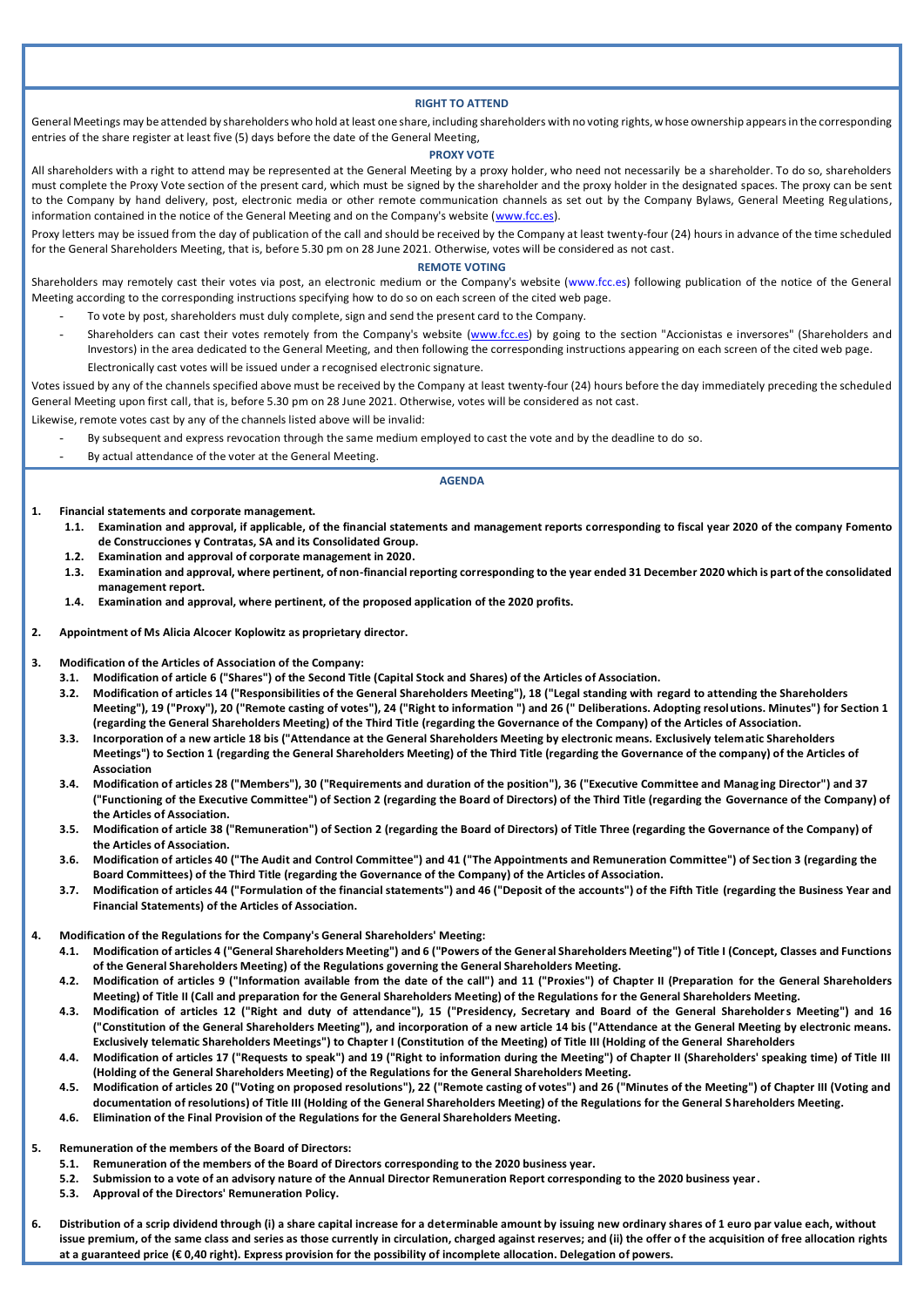## RIGHT TO ATTEND

General Meetings may be attended by shareholders who hold at least one share, including shareholders with no voting rights, whose ownership appears in the corresponding entries of the share register at least five (5) days before the date of the General Meeting,

## PROXY VOTE

All shareholders with a right to attend may be represented at the General Meeting by a proxy holder, who need not necessarily be a shareholder. To do so, shareholders must complete the Proxy Vote section of the present card, which must be signed by the shareholder and the proxy holder in the designated spaces. The proxy can be sent to the Company by hand delivery, post, electronic media or other remote communication channels as set out by the Company Bylaws, General Meeting Regulations, information contained in the notice of the General Meeting and on the Company's website (www.fcc.es).

Proxy letters may be issued from the day of publication of the call and should be received by the Company at least twenty-four (24) hours in advance of the time scheduled for the General Shareholders Meeting, that is, before 5.30 pm on 28 June 2021. Otherwise, votes will be considered as not cast.

## REMOTE VOTING

Shareholders may remotely cast their votes via post, an electronic medium or the Company's website (www.fcc.es) following publication of the notice of the General Meeting according to the corresponding instructions specifying how to do so on each screen of the cited web page.

- To vote by post, shareholders must duly complete, sign and send the present card to the Company.
- Shareholders can cast their votes remotely from the Company's website (www.fcc.es) by going to the section "Accionistas e inversores" (Shareholders and Investors) in the area dedicated to the General Meeting, and then following the corresponding instructions appearing on each screen of the cited web page.

  Electronically cast votes will be issued under a recognised electronic signature.

Votes issued by any of the channels specified above must be received by the Company at least twenty-four (24) hours before the day immediately preceding the scheduled General Meeting upon first call, that is, before 5.30 pm on 28 June 2021. Otherwise, votes will be considered as not cast.

Likewise, remote votes cast by any of the channels listed above will be invalid:

- By subsequent and express revocation through the same medium employed to cast the vote and by the deadline to do so.
- By actual attendance of the voter at the General Meeting.

## AGENDA

**1. Financial statements and corporate management.**

- **1.1. Examination and approval, if applicable, of the financial statements and management reports corresponding to fiscal year 2020 of the company Fomento de Construcciones y Contratas, SA and its Consolidated Group.**
- **1.2. Examination and approval of corporate management in 2020.**
- **1.3. Examination and approval, where pertinent, of non-financial reporting corresponding to the year ended 31 December 2020 which is part of the consolidated management report.**
- **1.4. Examination and approval, where pertinent, of the proposed application of the 2020 profits.**

**2. Appointment of Ms Alicia Alcocer Koplowitz as proprietary director.**

**3. Modification of the Articles of Association of the Company:**

- **3.1. Modification of article 6 ("Shares") of the Second Title (Capital Stock and Shares) of the Articles of Association.**
- **3.2. Modification of articles 14 ("Responsibilities of the General Shareholders Meeting"), 18 ("Legal standing with regard to attending the Shareholders Meeting"), 19 ("Proxy"), 20 ("Remote casting of votes"), 24 ("Right to information ") and 26 (" Deliberations. Adopting resolutions. Minutes") for Section 1 (regarding the General Shareholders Meeting) of the Third Title (regarding the Governance of the Company) of the Articles of Association.**
- **3.3. Incorporation of a new article 18 bis ("Attendance at the General Shareholders Meeting by electronic means. Exclusively telematic Shareholders Meetings") to Section 1 (regarding the General Shareholders Meeting) of the Third Title (regarding the Governance of the company) of the Articles of Association**
- **3.4. Modification of articles 28 ("Members"), 30 ("Requirements and duration of the position"), 36 ("Executive Committee and Managing Director") and 37 ("Functioning of the Executive Committee") of Section 2 (regarding the Board of Directors) of the Third Title (regarding the Governance of the Company) of the Articles of Association.**
- **3.5. Modification of article 38 ("Remuneration") of Section 2 (regarding the Board of Directors) of Title Three (regarding the Governance of the Company) of the Articles of Association.**
- **3.6. Modification of articles 40 ("The Audit and Control Committee") and 41 ("The Appointments and Remuneration Committee") of Section 3 (regarding the Board Committees) of the Third Title (regarding the Governance of the Company) of the Articles of Association.**
- **3.7. Modification of articles 44 ("Formulation of the financial statements") and 46 ("Deposit of the accounts") of the Fifth Title (regarding the Business Year and Financial Statements) of the Articles of Association.**

**4. Modification of the Regulations for the Company's General Shareholders' Meeting:**

- **4.1. Modification of articles 4 ("General Shareholders Meeting") and 6 ("Powers of the General Shareholders Meeting") of Title I (Concept, Classes and Functions of the General Shareholders Meeting) of the Regulations governing the General Shareholders Meeting.**
- **4.2. Modification of articles 9 ("Information available from the date of the call") and 11 ("Proxies") of Chapter II (Preparation for the General Shareholders Meeting) of Title II (Call and preparation for the General Shareholders Meeting) of the Regulations for the General Shareholders Meeting.**
- **4.3. Modification of articles 12 ("Right and duty of attendance"), 15 ("Presidency, Secretary and Board of the General Shareholders Meeting") and 16 ("Constitution of the General Shareholders Meeting"), and incorporation of a new article 14 bis ("Attendance at the General Meeting by electronic means. Exclusively telematic Shareholders Meetings") to Chapter I (Constitution of the Meeting) of Title III (Holding of the General Shareholders**
- **4.4. Modification of articles 17 ("Requests to speak") and 19 ("Right to information during the Meeting") of Chapter II (Shareholders' speaking time) of Title III (Holding of the General Shareholders Meeting) of the Regulations for the General Shareholders Meeting.**
- **4.5. Modification of articles 20 ("Voting on proposed resolutions"), 22 ("Remote casting of votes") and 26 ("Minutes of the Meeting") of Chapter III (Voting and documentation of resolutions) of Title III (Holding of the General Shareholders Meeting) of the Regulations for the General Shareholders Meeting.**
- **4.6. Elimination of the Final Provision of the Regulations for the General Shareholders Meeting.**

**5. Remuneration of the members of the Board of Directors:**

- **5.1. Remuneration of the members of the Board of Directors corresponding to the 2020 business year.**
- **5.2. Submission to a vote of an advisory nature of the Annual Director Remuneration Report corresponding to the 2020 business year.**
- **5.3. Approval of the Directors' Remuneration Policy.**

**6. Distribution of a scrip dividend through (i) a share capital increase for a determinable amount by issuing new ordinary shares of 1 euro par value each, without issue premium, of the same class and series as those currently in circulation, charged against reserves; and (ii) the offer of the acquisition of free allocation rights at a guaranteed price (€ 0,40 right). Express provision for the possibility of incomplete allocation. Delegation of powers.**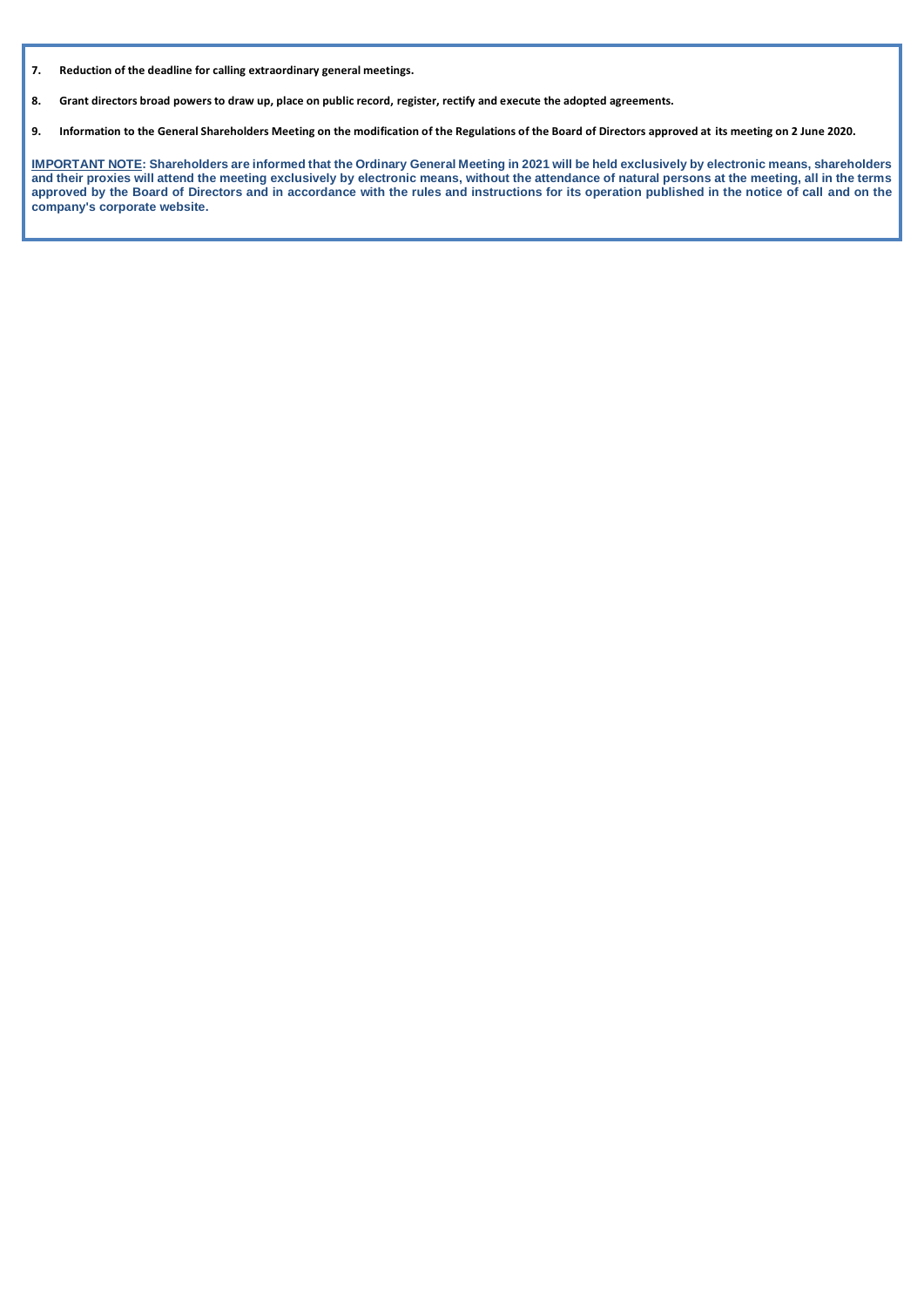7. **Reduction of the deadline for calling extraordinary general meetings.**

8. **Grant directors broad powers to draw up, place on public record, register, rectify and execute the adopted agreements.**

9. **Information to the General Shareholders Meeting on the modification of the Regulations of the Board of Directors approved at its meeting on 2 June 2020.**

**IMPORTANT NOTE: Shareholders are informed that the Ordinary General Meeting in 2021 will be held exclusively by electronic means, shareholders and their proxies will attend the meeting exclusively by electronic means, without the attendance of natural persons at the meeting, all in the terms approved by the Board of Directors and in accordance with the rules and instructions for its operation published in the notice of call and on the company's corporate website.**